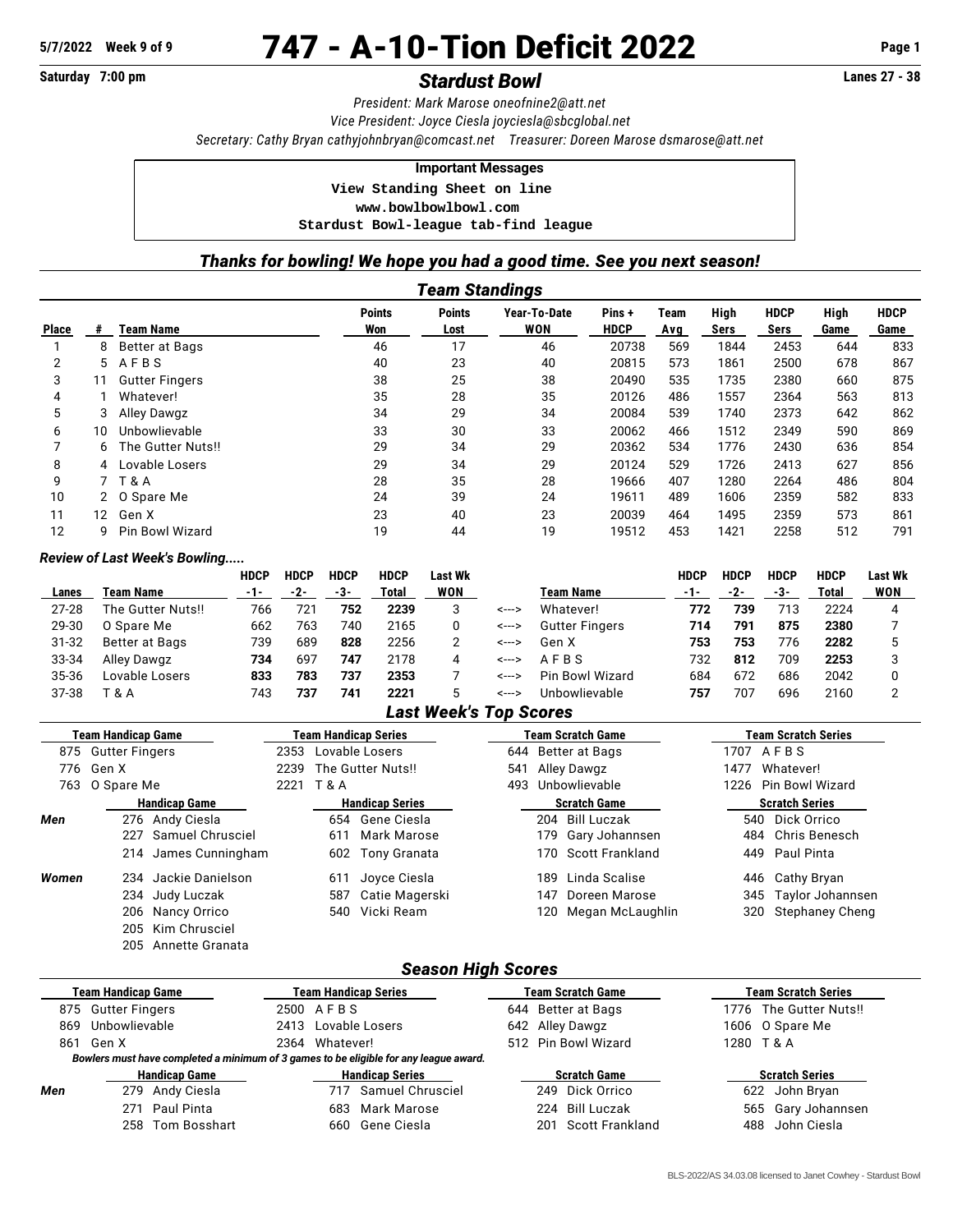5/7/2022 Week 9 of 9

# 747 - A-10-Tion Deficit 2022

Saturday 7:00 pm

## *Stardust Bowl*

Lanes 27 - 38

*President: Mark Marose oneofnine2@att.net*
*Vice President: Joyce Ciesla joyciesla@sbcglobal.net*
*Secretary: Cathy Bryan cathyjohnbryan@comcast.net  Treasurer: Doreen Marose dsmarose@att.net*

**Important Messages**

```
View Standing Sheet on line
www.bowlbowlbowl.com
Stardust Bowl-league tab-find league
```

### *Thanks for bowling! We hope you had a good time. See you next season!*

### *Team Standings*

| Place | # | Team Name | Points Won | Points Lost | Year-To-Date WON | Pins + HDCP | Team Avg | High Sers | HDCP Sers | High Game | HDCP Game |
|---|---|---|---|---|---|---|---|---|---|---|---|
| 1 | 8 | Better at Bags | 46 | 17 | 46 | 20738 | 569 | 1844 | 2453 | 644 | 833 |
| 2 | 5 | A F B S | 40 | 23 | 40 | 20815 | 573 | 1861 | 2500 | 678 | 867 |
| 3 | 11 | Gutter Fingers | 38 | 25 | 38 | 20490 | 535 | 1735 | 2380 | 660 | 875 |
| 4 | 1 | Whatever! | 35 | 28 | 35 | 20126 | 486 | 1557 | 2364 | 563 | 813 |
| 5 | 3 | Alley Dawgz | 34 | 29 | 34 | 20084 | 539 | 1740 | 2373 | 642 | 862 |
| 6 | 10 | Unbowlievable | 33 | 30 | 33 | 20062 | 466 | 1512 | 2349 | 590 | 869 |
| 7 | 6 | The Gutter Nuts!! | 29 | 34 | 29 | 20362 | 534 | 1776 | 2430 | 636 | 854 |
| 8 | 4 | Lovable Losers | 29 | 34 | 29 | 20124 | 529 | 1726 | 2413 | 627 | 856 |
| 9 | 7 | T & A | 28 | 35 | 28 | 19666 | 407 | 1280 | 2264 | 486 | 804 |
| 10 | 2 | O Spare Me | 24 | 39 | 24 | 19611 | 489 | 1606 | 2359 | 582 | 833 |
| 11 | 12 | Gen X | 23 | 40 | 23 | 20039 | 464 | 1495 | 2359 | 573 | 861 |
| 12 | 9 | Pin Bowl Wizard | 19 | 44 | 19 | 19512 | 453 | 1421 | 2258 | 512 | 791 |

*Review of Last Week's Bowling.....*

| Lanes | Team Name | HDCP -1- | HDCP -2- | HDCP -3- | HDCP Total | Last Wk WON | | Team Name | HDCP -1- | HDCP -2- | HDCP -3- | HDCP Total | Last Wk WON |
|---|---|---|---|---|---|---|---|---|---|---|---|---|---|
| 27-28 | The Gutter Nuts!! | 766 | 721 | **752** | **2239** | 3 | <---> | Whatever! | **772** | **739** | 713 | 2224 | 4 |
| 29-30 | O Spare Me | 662 | 763 | 740 | 2165 | 0 | <---> | Gutter Fingers | **714** | **791** | **875** | **2380** | 7 |
| 31-32 | Better at Bags | 739 | 689 | **828** | 2256 | 2 | <---> | Gen X | **753** | **753** | 776 | **2282** | 5 |
| 33-34 | Alley Dawgz | **734** | 697 | **747** | 2178 | 4 | <---> | A F B S | 732 | **812** | 709 | **2253** | 3 |
| 35-36 | Lovable Losers | **833** | **783** | **737** | **2353** | 7 | <---> | Pin Bowl Wizard | 684 | 672 | 686 | 2042 | 0 |
| 37-38 | T & A | 743 | **737** | **741** | **2221** | 5 | <---> | Unbowlievable | **757** | 707 | 696 | 2160 | 2 |

### *Last Week's Top Scores*

| Team Handicap Game | Team Handicap Series | Team Scratch Game | Team Scratch Series |
|---|---|---|---|
| 875 Gutter Fingers | 2353 Lovable Losers | 644 Better at Bags | 1707 A F B S |
| 776 Gen X | 2239 The Gutter Nuts!! | 541 Alley Dawgz | 1477 Whatever! |
| 763 O Spare Me | 2221 T & A | 493 Unbowlievable | 1226 Pin Bowl Wizard |

| | Handicap Game | Handicap Series | Scratch Game | Scratch Series |
|---|---|---|---|---|
| *Men* | 276 Andy Ciesla | 654 Gene Ciesla | 204 Bill Luczak | 540 Dick Orrico |
| | 227 Samuel Chrusciel | 611 Mark Marose | 179 Gary Johannsen | 484 Chris Benesch |
| | 214 James Cunningham | 602 Tony Granata | 170 Scott Frankland | 449 Paul Pinta |
| *Women* | 234 Jackie Danielson | 611 Joyce Ciesla | 189 Linda Scalise | 446 Cathy Bryan |
| | 234 Judy Luczak | 587 Catie Magerski | 147 Doreen Marose | 345 Taylor Johannsen |
| | 206 Nancy Orrico | 540 Vicki Ream | 120 Megan McLaughlin | 320 Stephaney Cheng |
| | 205 Kim Chrusciel | | | |
| | 205 Annette Granata | | | |

### *Season High Scores*

| Team Handicap Game | Team Handicap Series | Team Scratch Game | Team Scratch Series |
|---|---|---|---|
| 875 Gutter Fingers | 2500 A F B S | 644 Better at Bags | 1776 The Gutter Nuts!! |
| 869 Unbowlievable | 2413 Lovable Losers | 642 Alley Dawgz | 1606 O Spare Me |
| 861 Gen X | 2364 Whatever! | 512 Pin Bowl Wizard | 1280 T & A |

*Bowlers must have completed a minimum of 3 games to be eligible for any league award.*

| | Handicap Game | Handicap Series | Scratch Game | Scratch Series |
|---|---|---|---|---|
| *Men* | 279 Andy Ciesla | 717 Samuel Chrusciel | 249 Dick Orrico | 622 John Bryan |
| | 271 Paul Pinta | 683 Mark Marose | 224 Bill Luczak | 565 Gary Johannsen |
| | 258 Tom Bosshart | 660 Gene Ciesla | 201 Scott Frankland | 488 John Ciesla |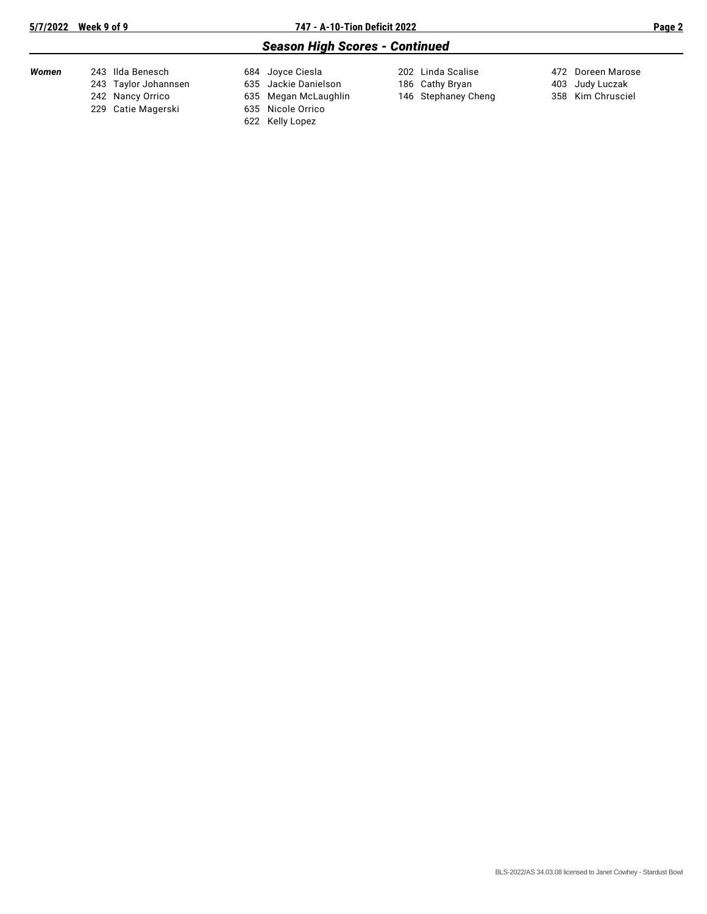## *Season High Scores - Continued*

| | | | | |
|---|---|---|---|---|
| ***Women*** | 243 Ilda Benesch | 684 Joyce Ciesla | 202 Linda Scalise | 472 Doreen Marose |
| | 243 Taylor Johannsen | 635 Jackie Danielson | 186 Cathy Bryan | 403 Judy Luczak |
| | 242 Nancy Orrico | 635 Megan McLaughlin | 146 Stephaney Cheng | 358 Kim Chrusciel |
| | 229 Catie Magerski | 635 Nicole Orrico | | |
| | | 622 Kelly Lopez | | |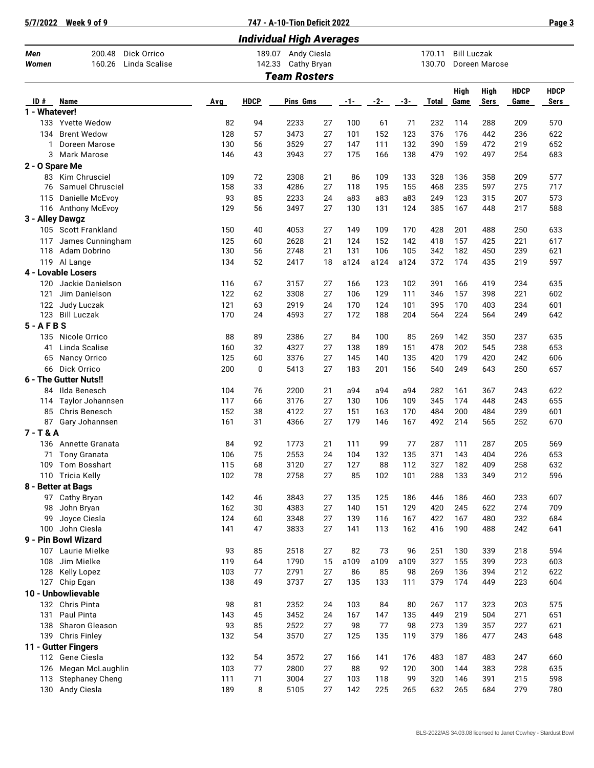# Individual High Averages

| | | | | | | |
|---|---|---|---|---|---|---|
| **Men** | 200.48 | Dick Orrico | 189.07 | Andy Ciesla | 170.11 | Bill Luczak |
| **Women** | 160.26 | Linda Scalise | 142.33 | Cathy Bryan | 130.70 | Doreen Marose |

# Team Rosters

| ID # | Name | Avg | HDCP | Pins | Gms | -1- | -2- | -3- | Total | High Game | High Sers | HDCP Game | HDCP Sers |
|---|---|---|---|---|---|---|---|---|---|---|---|---|---|
| **1 - Whatever!** | | | | | | | | | | | | | |
| 133 | Yvette Wedow | 82 | 94 | 2233 | 27 | 100 | 61 | 71 | 232 | 114 | 288 | 209 | 570 |
| 134 | Brent Wedow | 128 | 57 | 3473 | 27 | 101 | 152 | 123 | 376 | 176 | 442 | 236 | 622 |
| 1 | Doreen Marose | 130 | 56 | 3529 | 27 | 147 | 111 | 132 | 390 | 159 | 472 | 219 | 652 |
| 3 | Mark Marose | 146 | 43 | 3943 | 27 | 175 | 166 | 138 | 479 | 192 | 497 | 254 | 683 |
| **2 - O Spare Me** | | | | | | | | | | | | | |
| 83 | Kim Chrusciel | 109 | 72 | 2308 | 21 | 86 | 109 | 133 | 328 | 136 | 358 | 209 | 577 |
| 76 | Samuel Chrusciel | 158 | 33 | 4286 | 27 | 118 | 195 | 155 | 468 | 235 | 597 | 275 | 717 |
| 115 | Danielle McEvoy | 93 | 85 | 2233 | 24 | a83 | a83 | a83 | 249 | 123 | 315 | 207 | 573 |
| 116 | Anthony McEvoy | 129 | 56 | 3497 | 27 | 130 | 131 | 124 | 385 | 167 | 448 | 217 | 588 |
| **3 - Alley Dawgz** | | | | | | | | | | | | | |
| 105 | Scott Frankland | 150 | 40 | 4053 | 27 | 149 | 109 | 170 | 428 | 201 | 488 | 250 | 633 |
| 117 | James Cunningham | 125 | 60 | 2628 | 21 | 124 | 152 | 142 | 418 | 157 | 425 | 221 | 617 |
| 118 | Adam Dobrino | 130 | 56 | 2748 | 21 | 131 | 106 | 105 | 342 | 182 | 450 | 239 | 621 |
| 119 | Al Lange | 134 | 52 | 2417 | 18 | a124 | a124 | a124 | 372 | 174 | 435 | 219 | 597 |
| **4 - Lovable Losers** | | | | | | | | | | | | | |
| 120 | Jackie Danielson | 116 | 67 | 3157 | 27 | 166 | 123 | 102 | 391 | 166 | 419 | 234 | 635 |
| 121 | Jim Danielson | 122 | 62 | 3308 | 27 | 106 | 129 | 111 | 346 | 157 | 398 | 221 | 602 |
| 122 | Judy Luczak | 121 | 63 | 2919 | 24 | 170 | 124 | 101 | 395 | 170 | 403 | 234 | 601 |
| 123 | Bill Luczak | 170 | 24 | 4593 | 27 | 172 | 188 | 204 | 564 | 224 | 564 | 249 | 642 |
| **5 - A F B S** | | | | | | | | | | | | | |
| 135 | Nicole Orrico | 88 | 89 | 2386 | 27 | 84 | 100 | 85 | 269 | 142 | 350 | 237 | 635 |
| 41 | Linda Scalise | 160 | 32 | 4327 | 27 | 138 | 189 | 151 | 478 | 202 | 545 | 238 | 653 |
| 65 | Nancy Orrico | 125 | 60 | 3376 | 27 | 145 | 140 | 135 | 420 | 179 | 420 | 242 | 606 |
| 66 | Dick Orrico | 200 | 0 | 5413 | 27 | 183 | 201 | 156 | 540 | 249 | 643 | 250 | 657 |
| **6 - The Gutter Nuts!!** | | | | | | | | | | | | | |
| 84 | Ilda Benesch | 104 | 76 | 2200 | 21 | a94 | a94 | a94 | 282 | 161 | 367 | 243 | 622 |
| 114 | Taylor Johannsen | 117 | 66 | 3176 | 27 | 130 | 106 | 109 | 345 | 174 | 448 | 243 | 655 |
| 85 | Chris Benesch | 152 | 38 | 4122 | 27 | 151 | 163 | 170 | 484 | 200 | 484 | 239 | 601 |
| 87 | Gary Johannsen | 161 | 31 | 4366 | 27 | 179 | 146 | 167 | 492 | 214 | 565 | 252 | 670 |
| **7 - T & A** | | | | | | | | | | | | | |
| 136 | Annette Granata | 84 | 92 | 1773 | 21 | 111 | 99 | 77 | 287 | 111 | 287 | 205 | 569 |
| 71 | Tony Granata | 106 | 75 | 2553 | 24 | 104 | 132 | 135 | 371 | 143 | 404 | 226 | 653 |
| 109 | Tom Bosshart | 115 | 68 | 3120 | 27 | 127 | 88 | 112 | 327 | 182 | 409 | 258 | 632 |
| 110 | Tricia Kelly | 102 | 78 | 2758 | 27 | 85 | 102 | 101 | 288 | 133 | 349 | 212 | 596 |
| **8 - Better at Bags** | | | | | | | | | | | | | |
| 97 | Cathy Bryan | 142 | 46 | 3843 | 27 | 135 | 125 | 186 | 446 | 186 | 460 | 233 | 607 |
| 98 | John Bryan | 162 | 30 | 4383 | 27 | 140 | 151 | 129 | 420 | 245 | 622 | 274 | 709 |
| 99 | Joyce Ciesla | 124 | 60 | 3348 | 27 | 139 | 116 | 167 | 422 | 167 | 480 | 232 | 684 |
| 100 | John Ciesla | 141 | 47 | 3833 | 27 | 141 | 113 | 162 | 416 | 190 | 488 | 242 | 641 |
| **9 - Pin Bowl Wizard** | | | | | | | | | | | | | |
| 107 | Laurie Mielke | 93 | 85 | 2518 | 27 | 82 | 73 | 96 | 251 | 130 | 339 | 218 | 594 |
| 108 | Jim Mielke | 119 | 64 | 1790 | 15 | a109 | a109 | a109 | 327 | 155 | 399 | 223 | 603 |
| 128 | Kelly Lopez | 103 | 77 | 2791 | 27 | 86 | 85 | 98 | 269 | 136 | 394 | 212 | 622 |
| 127 | Chip Egan | 138 | 49 | 3737 | 27 | 135 | 133 | 111 | 379 | 174 | 449 | 223 | 604 |
| **10 - Unbowlievable** | | | | | | | | | | | | | |
| 132 | Chris Pinta | 98 | 81 | 2352 | 24 | 103 | 84 | 80 | 267 | 117 | 323 | 203 | 575 |
| 131 | Paul Pinta | 143 | 45 | 3452 | 24 | 167 | 147 | 135 | 449 | 219 | 504 | 271 | 651 |
| 138 | Sharon Gleason | 93 | 85 | 2522 | 27 | 98 | 77 | 98 | 273 | 139 | 357 | 227 | 621 |
| 139 | Chris Finley | 132 | 54 | 3570 | 27 | 125 | 135 | 119 | 379 | 186 | 477 | 243 | 648 |
| **11 - Gutter Fingers** | | | | | | | | | | | | | |
| 112 | Gene Ciesla | 132 | 54 | 3572 | 27 | 166 | 141 | 176 | 483 | 187 | 483 | 247 | 660 |
| 126 | Megan McLaughlin | 103 | 77 | 2800 | 27 | 88 | 92 | 120 | 300 | 144 | 383 | 228 | 635 |
| 113 | Stephaney Cheng | 111 | 71 | 3004 | 27 | 103 | 118 | 99 | 320 | 146 | 391 | 215 | 598 |
| 130 | Andy Ciesla | 189 | 8 | 5105 | 27 | 142 | 225 | 265 | 632 | 265 | 684 | 279 | 780 |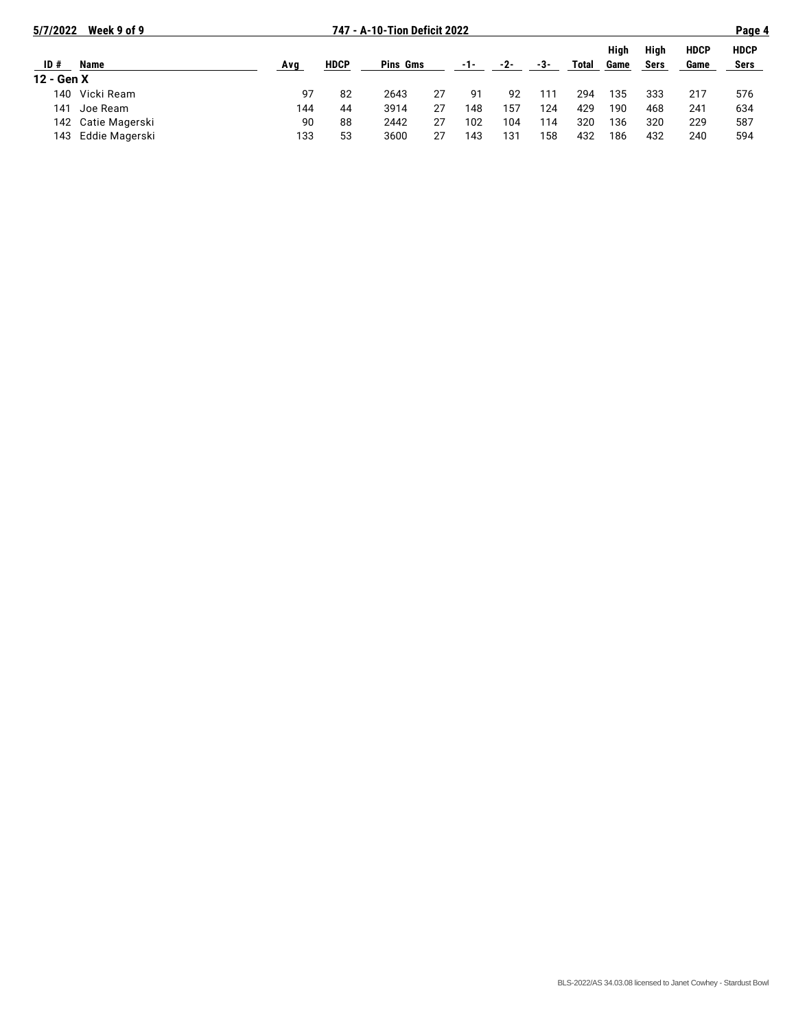| ID # | Name | Avg | HDCP | Pins | Gms | -1- | -2- | -3- | Total | High Game | High Sers | HDCP Game | HDCP Sers |
|---|---|---|---|---|---|---|---|---|---|---|---|---|---|
| **12 - Gen X** | | | | | | | | | | | | | |
| 140 | Vicki Ream | 97 | 82 | 2643 | 27 | 91 | 92 | 111 | 294 | 135 | 333 | 217 | 576 |
| 141 | Joe Ream | 144 | 44 | 3914 | 27 | 148 | 157 | 124 | 429 | 190 | 468 | 241 | 634 |
| 142 | Catie Magerski | 90 | 88 | 2442 | 27 | 102 | 104 | 114 | 320 | 136 | 320 | 229 | 587 |
| 143 | Eddie Magerski | 133 | 53 | 3600 | 27 | 143 | 131 | 158 | 432 | 186 | 432 | 240 | 594 |